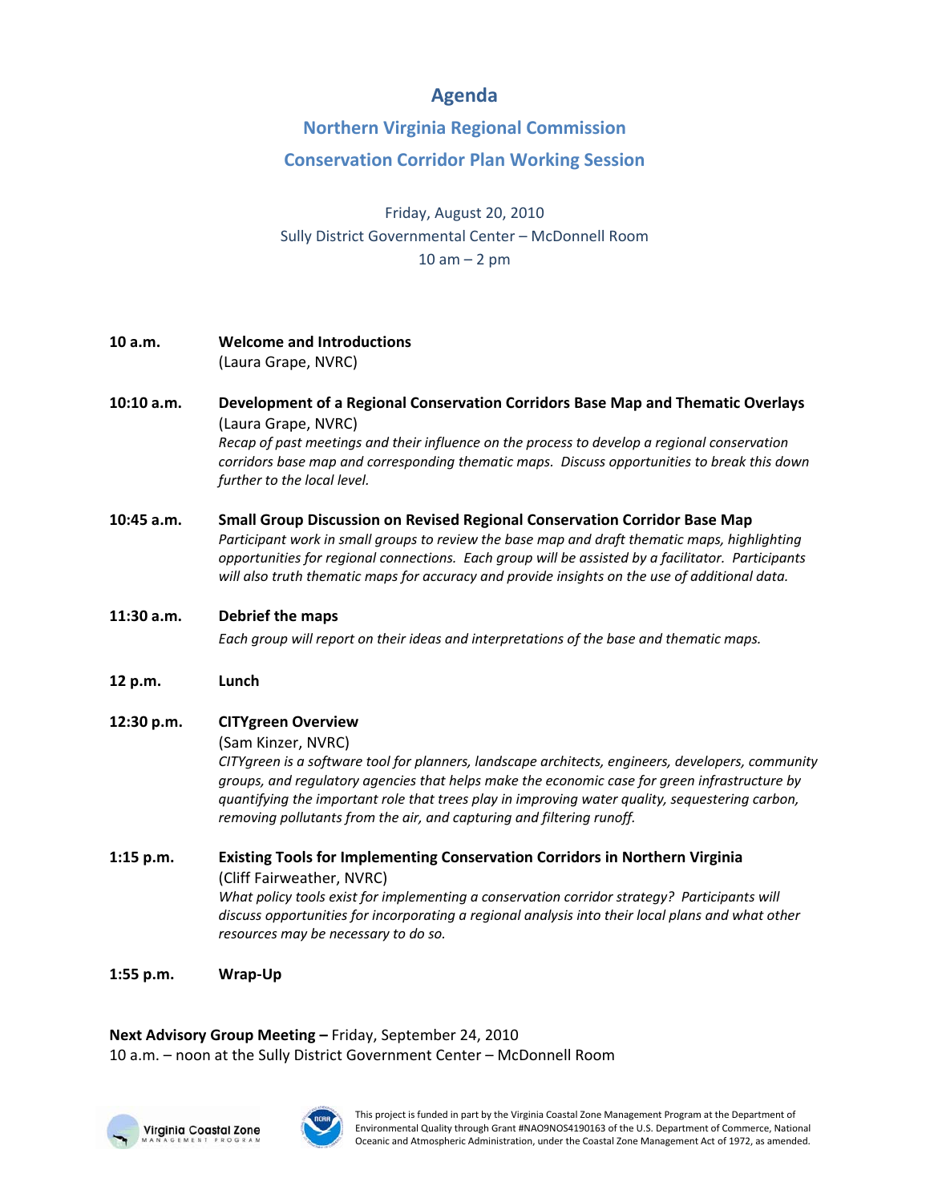# Agenda

## Northern Virginia Regional Commission

## Conservation Corridor Plan Working Session

Friday, August 20, 2010
Sully District Governmental Center – McDonnell Room
10 am – 2 pm

**10 a.m.** **Welcome and Introductions**
(Laura Grape, NVRC)

**10:10 a.m.** **Development of a Regional Conservation Corridors Base Map and Thematic Overlays**
(Laura Grape, NVRC)
*Recap of past meetings and their influence on the process to develop a regional conservation corridors base map and corresponding thematic maps. Discuss opportunities to break this down further to the local level.*

**10:45 a.m.** **Small Group Discussion on Revised Regional Conservation Corridor Base Map**
*Participant work in small groups to review the base map and draft thematic maps, highlighting opportunities for regional connections. Each group will be assisted by a facilitator. Participants will also truth thematic maps for accuracy and provide insights on the use of additional data.*

**11:30 a.m.** **Debrief the maps**
*Each group will report on their ideas and interpretations of the base and thematic maps.*

**12 p.m.** **Lunch**

**12:30 p.m.** **CITYgreen Overview**
(Sam Kinzer, NVRC)
*CITYgreen is a software tool for planners, landscape architects, engineers, developers, community groups, and regulatory agencies that helps make the economic case for green infrastructure by quantifying the important role that trees play in improving water quality, sequestering carbon, removing pollutants from the air, and capturing and filtering runoff.*

**1:15 p.m.** **Existing Tools for Implementing Conservation Corridors in Northern Virginia**
(Cliff Fairweather, NVRC)
*What policy tools exist for implementing a conservation corridor strategy? Participants will discuss opportunities for incorporating a regional analysis into their local plans and what other resources may be necessary to do so.*

**1:55 p.m.** **Wrap-Up**

**Next Advisory Group Meeting –** Friday, September 24, 2010
10 a.m. – noon at the Sully District Government Center – McDonnell Room

Virginia Coastal Zone MANAGEMENT PROGRAM

This project is funded in part by the Virginia Coastal Zone Management Program at the Department of Environmental Quality through Grant #NA09NOS4190163 of the U.S. Department of Commerce, National Oceanic and Atmospheric Administration, under the Coastal Zone Management Act of 1972, as amended.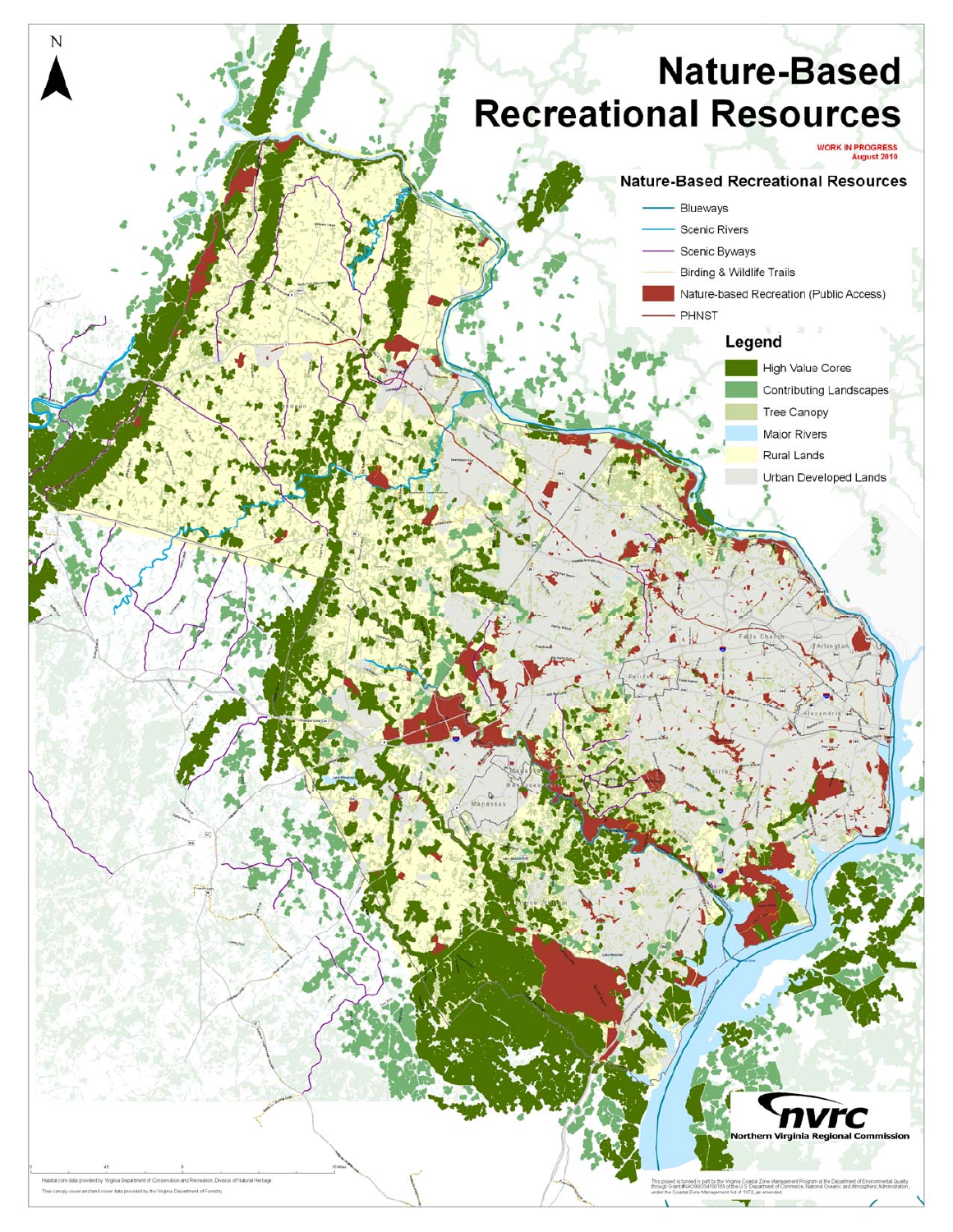# Nature-Based Recreational Resources

WORK IN PROGRESS
August 2010

## Nature-Based Recreational Resources

Blueways
Scenic Rivers
Scenic Byways
Birding & Wildlife Trails
Nature-based Recreation (Public Access)
PHNST

## Legend

High Value Cores
Contributing Landscapes
Tree Canopy
Major Rivers
Rural Lands
Urban Developed Lands

Falls Church
Arlington
Fairfax City
Alexandria
Manassas

nvrc
Northern Virginia Regional Commission

Habitat core data provided by Virginia Department of Conservation and Recreation, Division of Natural Heritage

Tree canopy cover and land cover data provided by the Virginia Department of Forestry

This project is funded in part by the Virginia Coastal Zone Management Program at the Department of Environmental Quality through Grant #NA09NOS4190163 of the U.S. Department of Commerce, National Oceanic and Atmospheric Administration, under the Coastal Zone Management Act of 1972, as amended.